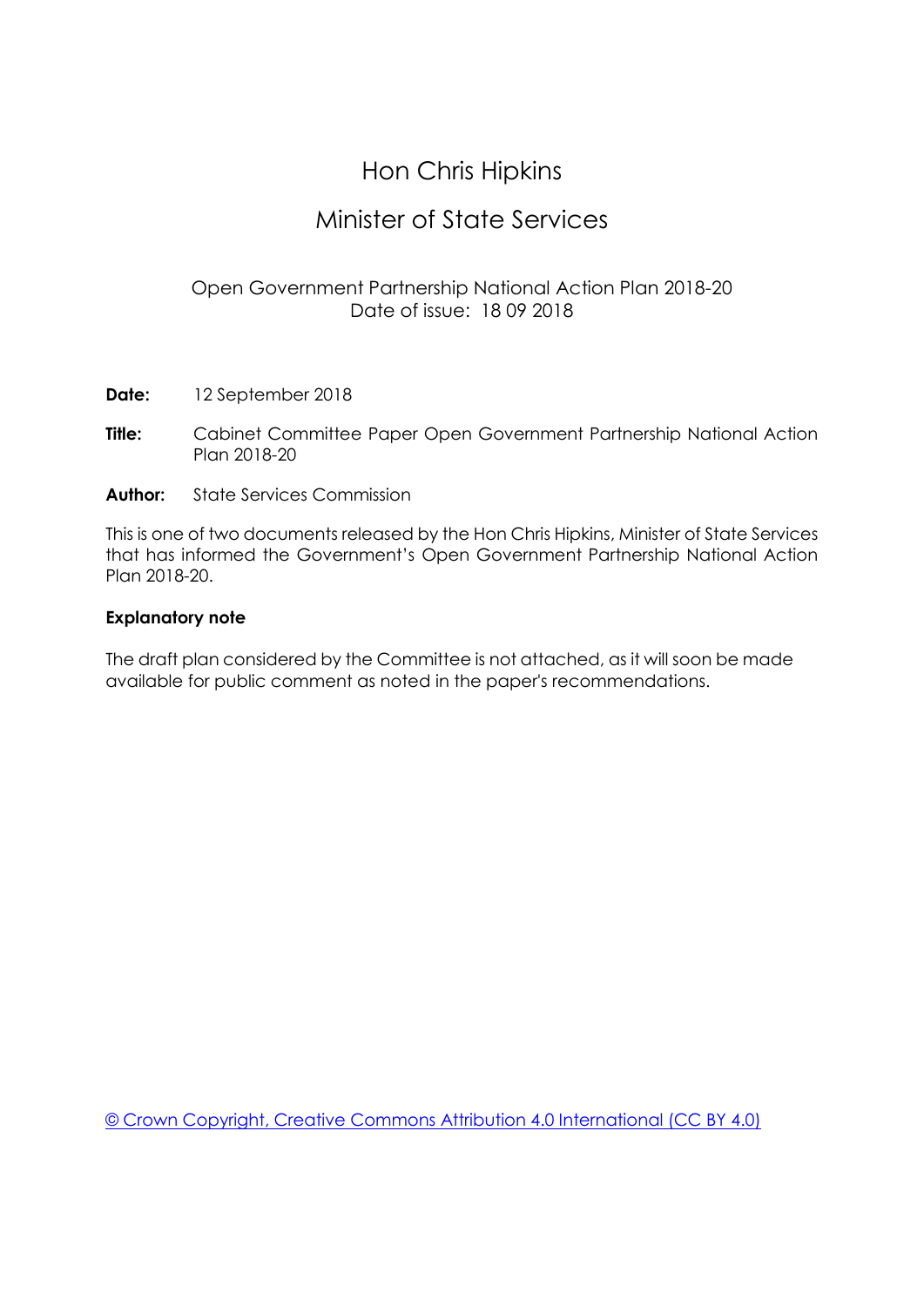# Hon Chris Hipkins

## Minister of State Services

Open Government Partnership National Action Plan 2018-20
Date of issue: 18 09 2018

**Date:** 12 September 2018

**Title:** Cabinet Committee Paper Open Government Partnership National Action Plan 2018-20

**Author:** State Services Commission

This is one of two documents released by the Hon Chris Hipkins, Minister of State Services that has informed the Government's Open Government Partnership National Action Plan 2018-20.

**Explanatory note**

The draft plan considered by the Committee is not attached, as it will soon be made available for public comment as noted in the paper's recommendations.

© Crown Copyright, Creative Commons Attribution 4.0 International (CC BY 4.0)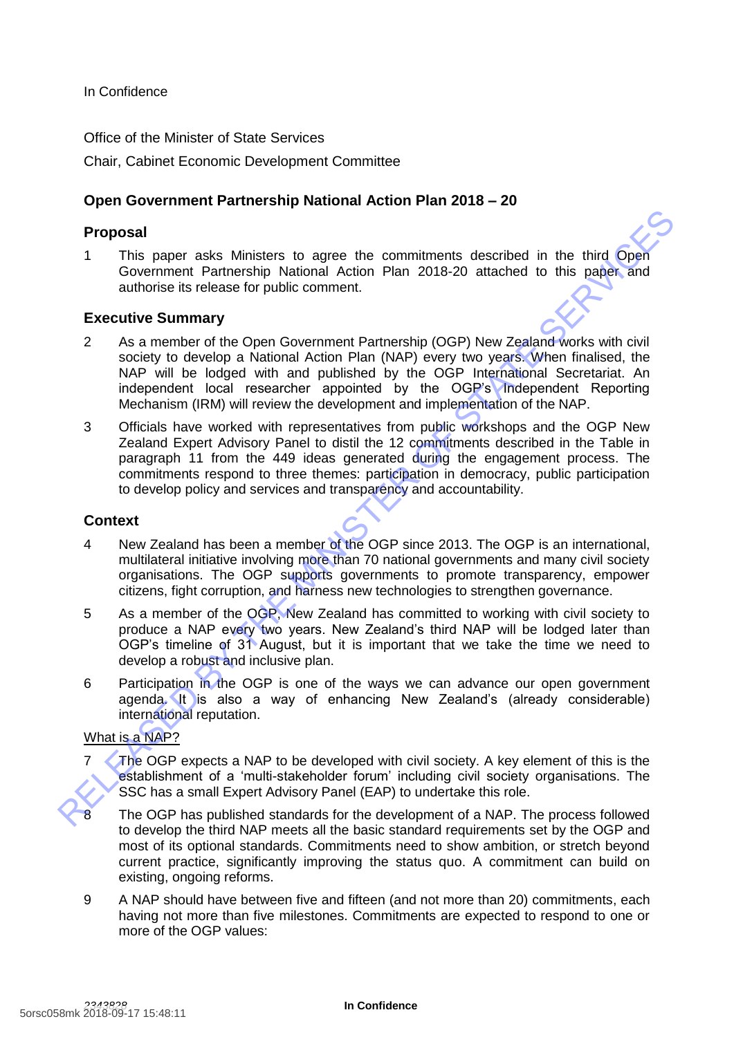In Confidence

Office of the Minister of State Services

Chair, Cabinet Economic Development Committee

## Open Government Partnership National Action Plan 2018 – 20

### Proposal

1 This paper asks Ministers to agree the commitments described in the third Open Government Partnership National Action Plan 2018-20 attached to this paper and authorise its release for public comment.

### Executive Summary

2 As a member of the Open Government Partnership (OGP) New Zealand works with civil society to develop a National Action Plan (NAP) every two years. When finalised, the NAP will be lodged with and published by the OGP International Secretariat. An independent local researcher appointed by the OGP's Independent Reporting Mechanism (IRM) will review the development and implementation of the NAP.

3 Officials have worked with representatives from public workshops and the OGP New Zealand Expert Advisory Panel to distil the 12 commitments described in the Table in paragraph 11 from the 449 ideas generated during the engagement process. The commitments respond to three themes: participation in democracy, public participation to develop policy and services and transparency and accountability.

### Context

4 New Zealand has been a member of the OGP since 2013. The OGP is an international, multilateral initiative involving more than 70 national governments and many civil society organisations. The OGP supports governments to promote transparency, empower citizens, fight corruption, and harness new technologies to strengthen governance.

5 As a member of the OGP, New Zealand has committed to working with civil society to produce a NAP every two years. New Zealand's third NAP will be lodged later than OGP's timeline of 31 August, but it is important that we take the time we need to develop a robust and inclusive plan.

6 Participation in the OGP is one of the ways we can advance our open government agenda. It is also a way of enhancing New Zealand's (already considerable) international reputation.

#### What is a NAP?

7 The OGP expects a NAP to be developed with civil society. A key element of this is the establishment of a 'multi-stakeholder forum' including civil society organisations. The SSC has a small Expert Advisory Panel (EAP) to undertake this role.

8 The OGP has published standards for the development of a NAP. The process followed to develop the third NAP meets all the basic standard requirements set by the OGP and most of its optional standards. Commitments need to show ambition, or stretch beyond current practice, significantly improving the status quo. A commitment can build on existing, ongoing reforms.

9 A NAP should have between five and fifteen (and not more than 20) commitments, each having not more than five milestones. Commitments are expected to respond to one or more of the OGP values: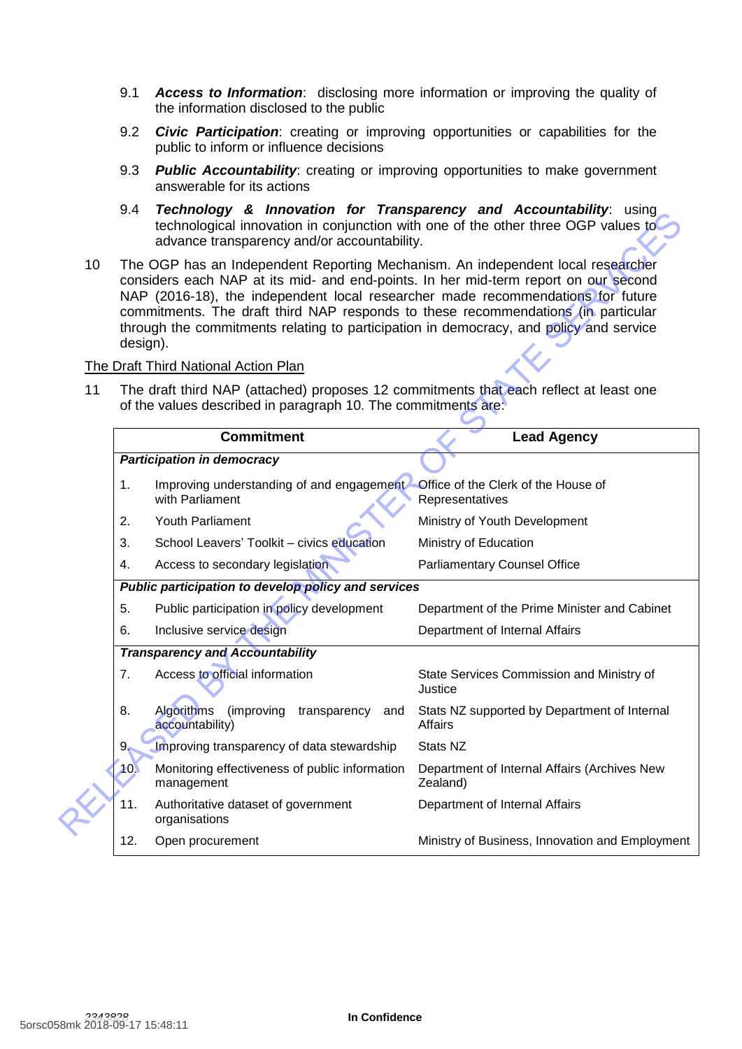9.1 ***Access to Information***: disclosing more information or improving the quality of the information disclosed to the public

9.2 ***Civic Participation***: creating or improving opportunities or capabilities for the public to inform or influence decisions

9.3 ***Public Accountability***: creating or improving opportunities to make government answerable for its actions

9.4 ***Technology & Innovation for Transparency and Accountability***: using technological innovation in conjunction with one of the other three OGP values to advance transparency and/or accountability.

10 The OGP has an Independent Reporting Mechanism. An independent local researcher considers each NAP at its mid- and end-points. In her mid-term report on our second NAP (2016-18), the independent local researcher made recommendations for future commitments. The draft third NAP responds to these recommendations (in particular through the commitments relating to participation in democracy, and policy and service design).

The Draft Third National Action Plan

11 The draft third NAP (attached) proposes 12 commitments that each reflect at least one of the values described in paragraph 10. The commitments are:

| Commitment | | Lead Agency |
|---|---|---|
| ***Participation in democracy*** | | |
| 1. | Improving understanding of and engagement with Parliament | Office of the Clerk of the House of Representatives |
| 2. | Youth Parliament | Ministry of Youth Development |
| 3. | School Leavers' Toolkit – civics education | Ministry of Education |
| 4. | Access to secondary legislation | Parliamentary Counsel Office |
| ***Public participation to develop policy and services*** | | |
| 5. | Public participation in policy development | Department of the Prime Minister and Cabinet |
| 6. | Inclusive service design | Department of Internal Affairs |
| ***Transparency and Accountability*** | | |
| 7. | Access to official information | State Services Commission and Ministry of Justice |
| 8. | Algorithms (improving transparency and accountability) | Stats NZ supported by Department of Internal Affairs |
| 9. | Improving transparency of data stewardship | Stats NZ |
| 10. | Monitoring effectiveness of public information management | Department of Internal Affairs (Archives New Zealand) |
| 11. | Authoritative dataset of government organisations | Department of Internal Affairs |
| 12. | Open procurement | Ministry of Business, Innovation and Employment |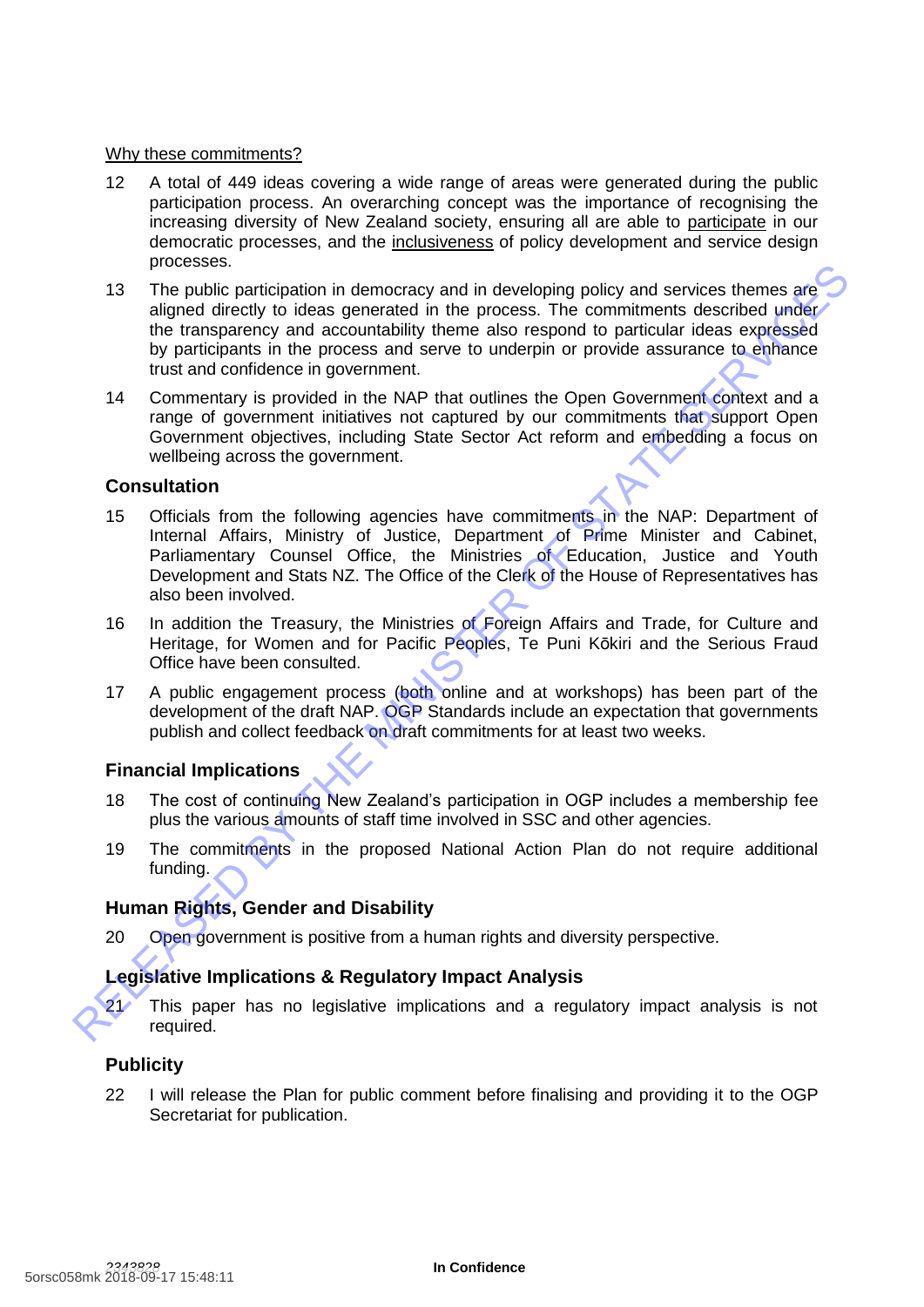<u>Why these commitments?</u>

12 A total of 449 ideas covering a wide range of areas were generated during the public participation process. An overarching concept was the importance of recognising the increasing diversity of New Zealand society, ensuring all are able to <u>participate</u> in our democratic processes, and the <u>inclusiveness</u> of policy development and service design processes.

13 The public participation in democracy and in developing policy and services themes are aligned directly to ideas generated in the process. The commitments described under the transparency and accountability theme also respond to particular ideas expressed by participants in the process and serve to underpin or provide assurance to enhance trust and confidence in government.

14 Commentary is provided in the NAP that outlines the Open Government context and a range of government initiatives not captured by our commitments that support Open Government objectives, including State Sector Act reform and embedding a focus on wellbeing across the government.

## Consultation

15 Officials from the following agencies have commitments in the NAP: Department of Internal Affairs, Ministry of Justice, Department of Prime Minister and Cabinet, Parliamentary Counsel Office, the Ministries of Education, Justice and Youth Development and Stats NZ. The Office of the Clerk of the House of Representatives has also been involved.

16 In addition the Treasury, the Ministries of Foreign Affairs and Trade, for Culture and Heritage, for Women and for Pacific Peoples, Te Puni Kōkiri and the Serious Fraud Office have been consulted.

17 A public engagement process (both online and at workshops) has been part of the development of the draft NAP. OGP Standards include an expectation that governments publish and collect feedback on draft commitments for at least two weeks.

## Financial Implications

18 The cost of continuing New Zealand's participation in OGP includes a membership fee plus the various amounts of staff time involved in SSC and other agencies.

19 The commitments in the proposed National Action Plan do not require additional funding.

## Human Rights, Gender and Disability

20 Open government is positive from a human rights and diversity perspective.

## Legislative Implications & Regulatory Impact Analysis

21 This paper has no legislative implications and a regulatory impact analysis is not required.

## Publicity

22 I will release the Plan for public comment before finalising and providing it to the OGP Secretariat for publication.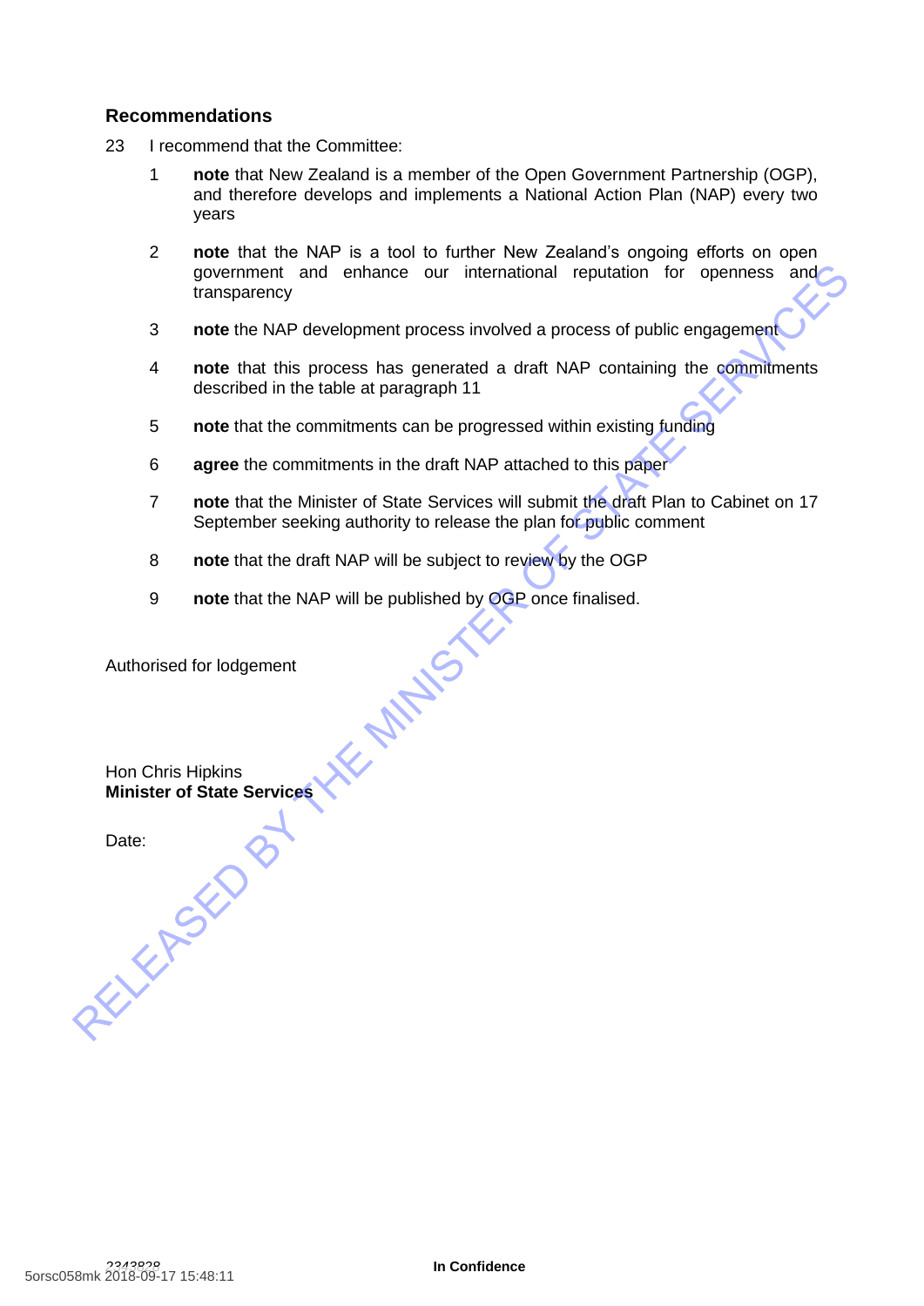## Recommendations

23 I recommend that the Committee:

1. **note** that New Zealand is a member of the Open Government Partnership (OGP), and therefore develops and implements a National Action Plan (NAP) every two years

2. **note** that the NAP is a tool to further New Zealand's ongoing efforts on open government and enhance our international reputation for openness and transparency

3. **note** the NAP development process involved a process of public engagement

4. **note** that this process has generated a draft NAP containing the commitments described in the table at paragraph 11

5. **note** that the commitments can be progressed within existing funding

6. **agree** the commitments in the draft NAP attached to this paper

7. **note** that the Minister of State Services will submit the draft Plan to Cabinet on 17 September seeking authority to release the plan for public comment

8. **note** that the draft NAP will be subject to review by the OGP

9. **note** that the NAP will be published by OGP once finalised.

Authorised for lodgement

Hon Chris Hipkins
**Minister of State Services**

Date:

RELEASED BY THE MINISTER OF STATE SERVICES

In Confidence